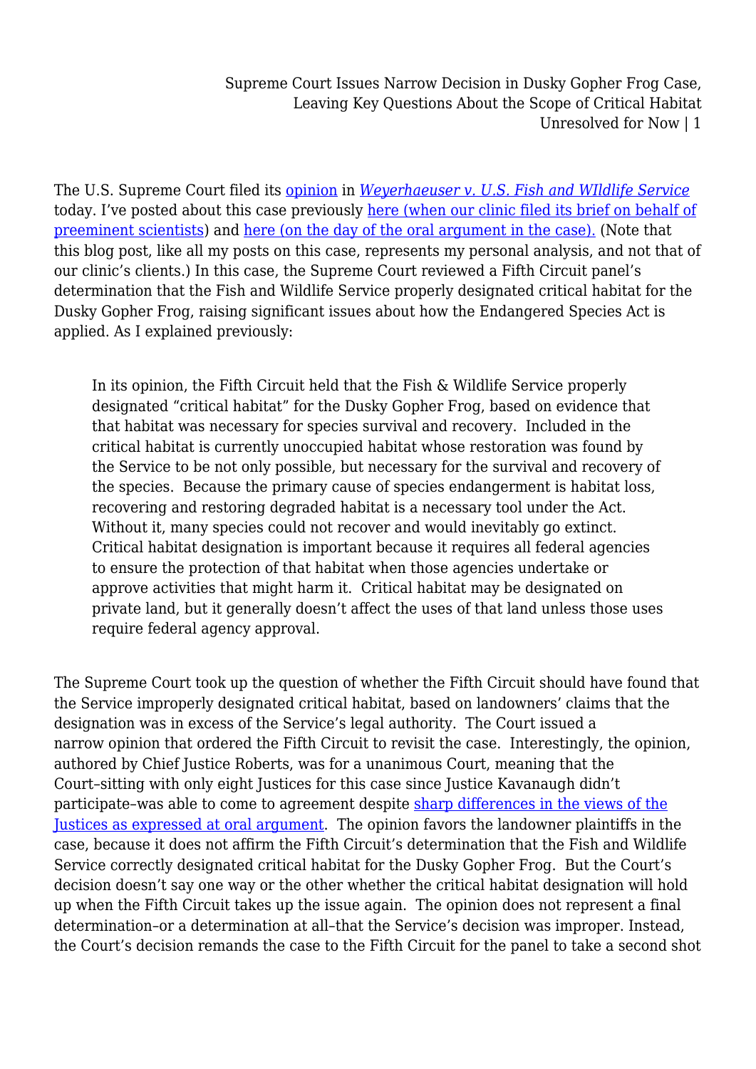The U.S. Supreme Court filed its opinion in *Weyerhaeuser v. U.S. Fish and WIldlife Service* today. I've posted about this case previously here (when our clinic filed its brief on behalf of preeminent scientists) and here (on the day of the oral argument in the case). (Note that this blog post, like all my posts on this case, represents my personal analysis, and not that of our clinic's clients.) In this case, the Supreme Court reviewed a Fifth Circuit panel's determination that the Fish and Wildlife Service properly designated critical habitat for the Dusky Gopher Frog, raising significant issues about how the Endangered Species Act is applied. As I explained previously:

> In its opinion, the Fifth Circuit held that the Fish & Wildlife Service properly designated "critical habitat" for the Dusky Gopher Frog, based on evidence that that habitat was necessary for species survival and recovery. Included in the critical habitat is currently unoccupied habitat whose restoration was found by the Service to be not only possible, but necessary for the survival and recovery of the species. Because the primary cause of species endangerment is habitat loss, recovering and restoring degraded habitat is a necessary tool under the Act. Without it, many species could not recover and would inevitably go extinct. Critical habitat designation is important because it requires all federal agencies to ensure the protection of that habitat when those agencies undertake or approve activities that might harm it. Critical habitat may be designated on private land, but it generally doesn't affect the uses of that land unless those uses require federal agency approval.

The Supreme Court took up the question of whether the Fifth Circuit should have found that the Service improperly designated critical habitat, based on landowners' claims that the designation was in excess of the Service's legal authority. The Court issued a narrow opinion that ordered the Fifth Circuit to revisit the case. Interestingly, the opinion, authored by Chief Justice Roberts, was for a unanimous Court, meaning that the Court–sitting with only eight Justices for this case since Justice Kavanaugh didn't participate–was able to come to agreement despite sharp differences in the views of the Justices as expressed at oral argument. The opinion favors the landowner plaintiffs in the case, because it does not affirm the Fifth Circuit's determination that the Fish and Wildlife Service correctly designated critical habitat for the Dusky Gopher Frog. But the Court's decision doesn't say one way or the other whether the critical habitat designation will hold up when the Fifth Circuit takes up the issue again. The opinion does not represent a final determination–or a determination at all–that the Service's decision was improper. Instead, the Court's decision remands the case to the Fifth Circuit for the panel to take a second shot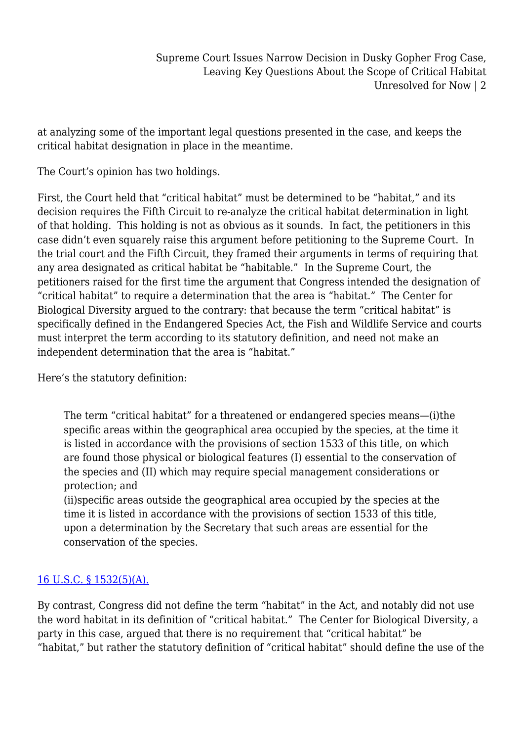at analyzing some of the important legal questions presented in the case, and keeps the critical habitat designation in place in the meantime.

The Court's opinion has two holdings.

First, the Court held that "critical habitat" must be determined to be "habitat," and its decision requires the Fifth Circuit to re-analyze the critical habitat determination in light of that holding. This holding is not as obvious as it sounds. In fact, the petitioners in this case didn't even squarely raise this argument before petitioning to the Supreme Court. In the trial court and the Fifth Circuit, they framed their arguments in terms of requiring that any area designated as critical habitat be "habitable." In the Supreme Court, the petitioners raised for the first time the argument that Congress intended the designation of "critical habitat" to require a determination that the area is "habitat." The Center for Biological Diversity argued to the contrary: that because the term "critical habitat" is specifically defined in the Endangered Species Act, the Fish and Wildlife Service and courts must interpret the term according to its statutory definition, and need not make an independent determination that the area is "habitat."

Here's the statutory definition:

> The term "critical habitat" for a threatened or endangered species means—(i)the specific areas within the geographical area occupied by the species, at the time it is listed in accordance with the provisions of section 1533 of this title, on which are found those physical or biological features (I) essential to the conservation of the species and (II) which may require special management considerations or protection; and
> (ii)specific areas outside the geographical area occupied by the species at the time it is listed in accordance with the provisions of section 1533 of this title, upon a determination by the Secretary that such areas are essential for the conservation of the species.

[16 U.S.C. § 1532(5)(A).]

By contrast, Congress did not define the term "habitat" in the Act, and notably did not use the word habitat in its definition of "critical habitat." The Center for Biological Diversity, a party in this case, argued that there is no requirement that "critical habitat" be "habitat," but rather the statutory definition of "critical habitat" should define the use of the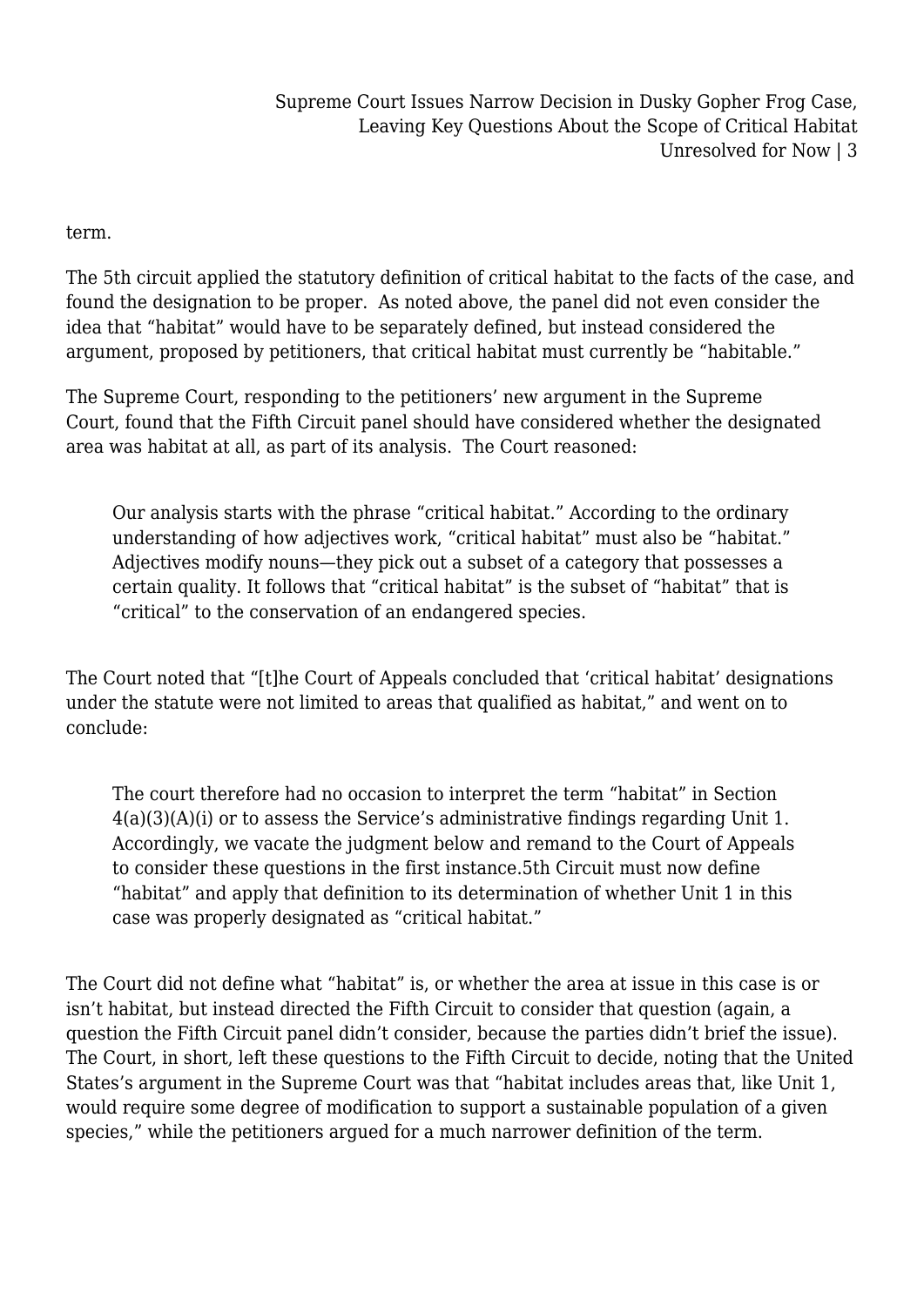term.

The 5th circuit applied the statutory definition of critical habitat to the facts of the case, and found the designation to be proper. As noted above, the panel did not even consider the idea that "habitat" would have to be separately defined, but instead considered the argument, proposed by petitioners, that critical habitat must currently be "habitable."

The Supreme Court, responding to the petitioners' new argument in the Supreme Court, found that the Fifth Circuit panel should have considered whether the designated area was habitat at all, as part of its analysis. The Court reasoned:

> Our analysis starts with the phrase "critical habitat." According to the ordinary understanding of how adjectives work, "critical habitat" must also be "habitat." Adjectives modify nouns—they pick out a subset of a category that possesses a certain quality. It follows that "critical habitat" is the subset of "habitat" that is "critical" to the conservation of an endangered species.

The Court noted that "[t]he Court of Appeals concluded that 'critical habitat' designations under the statute were not limited to areas that qualified as habitat," and went on to conclude:

> The court therefore had no occasion to interpret the term "habitat" in Section 4(a)(3)(A)(i) or to assess the Service's administrative findings regarding Unit 1. Accordingly, we vacate the judgment below and remand to the Court of Appeals to consider these questions in the first instance.5th Circuit must now define "habitat" and apply that definition to its determination of whether Unit 1 in this case was properly designated as "critical habitat."

The Court did not define what "habitat" is, or whether the area at issue in this case is or isn't habitat, but instead directed the Fifth Circuit to consider that question (again, a question the Fifth Circuit panel didn't consider, because the parties didn't brief the issue). The Court, in short, left these questions to the Fifth Circuit to decide, noting that the United States's argument in the Supreme Court was that "habitat includes areas that, like Unit 1, would require some degree of modification to support a sustainable population of a given species," while the petitioners argued for a much narrower definition of the term.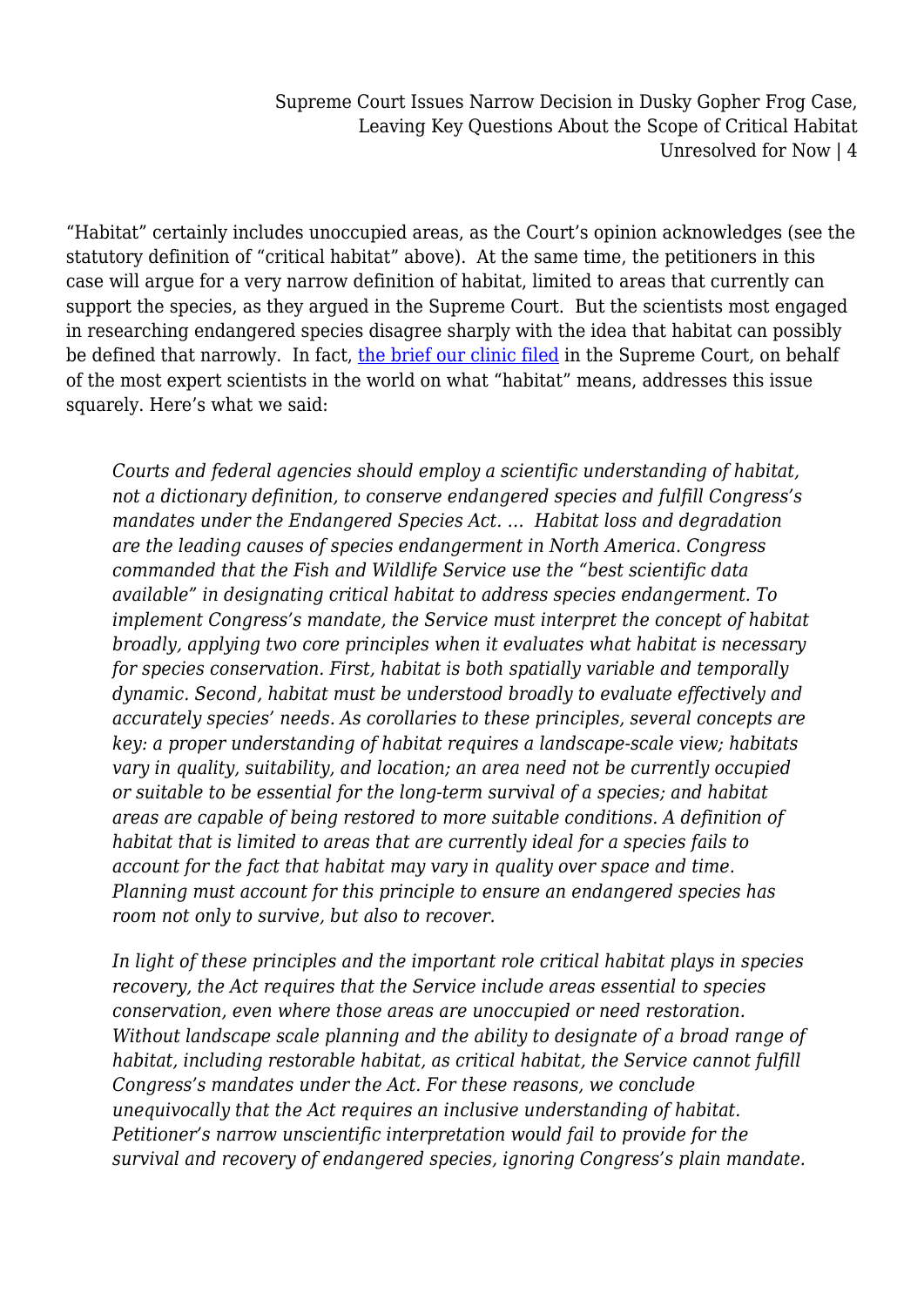"Habitat" certainly includes unoccupied areas, as the Court's opinion acknowledges (see the statutory definition of "critical habitat" above). At the same time, the petitioners in this case will argue for a very narrow definition of habitat, limited to areas that currently can support the species, as they argued in the Supreme Court. But the scientists most engaged in researching endangered species disagree sharply with the idea that habitat can possibly be defined that narrowly. In fact, the brief our clinic filed in the Supreme Court, on behalf of the most expert scientists in the world on what "habitat" means, addresses this issue squarely. Here's what we said:

> *Courts and federal agencies should employ a scientific understanding of habitat, not a dictionary definition, to conserve endangered species and fulfill Congress's mandates under the Endangered Species Act. … Habitat loss and degradation are the leading causes of species endangerment in North America. Congress commanded that the Fish and Wildlife Service use the "best scientific data available" in designating critical habitat to address species endangerment. To implement Congress's mandate, the Service must interpret the concept of habitat broadly, applying two core principles when it evaluates what habitat is necessary for species conservation. First, habitat is both spatially variable and temporally dynamic. Second, habitat must be understood broadly to evaluate effectively and accurately species' needs. As corollaries to these principles, several concepts are key: a proper understanding of habitat requires a landscape-scale view; habitats vary in quality, suitability, and location; an area need not be currently occupied or suitable to be essential for the long-term survival of a species; and habitat areas are capable of being restored to more suitable conditions. A definition of habitat that is limited to areas that are currently ideal for a species fails to account for the fact that habitat may vary in quality over space and time. Planning must account for this principle to ensure an endangered species has room not only to survive, but also to recover.*
>
> *In light of these principles and the important role critical habitat plays in species recovery, the Act requires that the Service include areas essential to species conservation, even where those areas are unoccupied or need restoration. Without landscape scale planning and the ability to designate of a broad range of habitat, including restorable habitat, as critical habitat, the Service cannot fulfill Congress's mandates under the Act. For these reasons, we conclude unequivocally that the Act requires an inclusive understanding of habitat. Petitioner's narrow unscientific interpretation would fail to provide for the survival and recovery of endangered species, ignoring Congress's plain mandate.*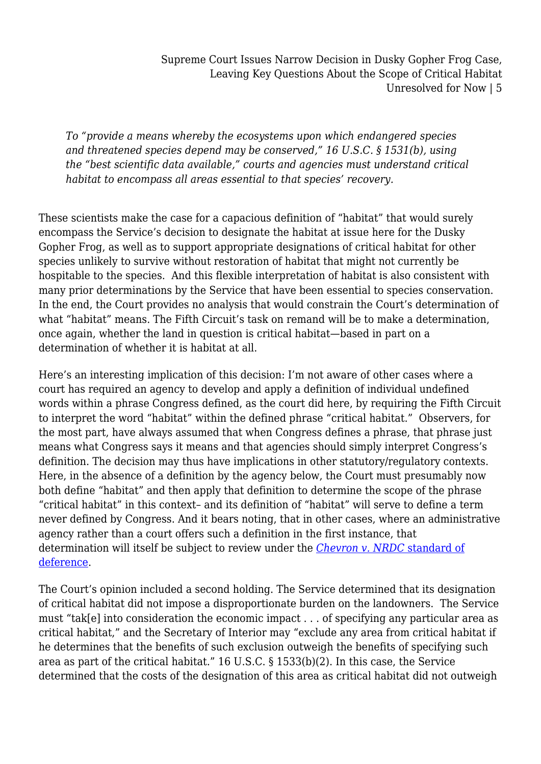> *To "provide a means whereby the ecosystems upon which endangered species and threatened species depend may be conserved," 16 U.S.C. § 1531(b), using the "best scientific data available," courts and agencies must understand critical habitat to encompass all areas essential to that species' recovery.*

These scientists make the case for a capacious definition of "habitat" that would surely encompass the Service's decision to designate the habitat at issue here for the Dusky Gopher Frog, as well as to support appropriate designations of critical habitat for other species unlikely to survive without restoration of habitat that might not currently be hospitable to the species.  And this flexible interpretation of habitat is also consistent with many prior determinations by the Service that have been essential to species conservation. In the end, the Court provides no analysis that would constrain the Court's determination of what "habitat" means. The Fifth Circuit's task on remand will be to make a determination, once again, whether the land in question is critical habitat—based in part on a determination of whether it is habitat at all.

Here's an interesting implication of this decision: I'm not aware of other cases where a court has required an agency to develop and apply a definition of individual undefined words within a phrase Congress defined, as the court did here, by requiring the Fifth Circuit to interpret the word "habitat" within the defined phrase "critical habitat."  Observers, for the most part, have always assumed that when Congress defines a phrase, that phrase just means what Congress says it means and that agencies should simply interpret Congress's definition. The decision may thus have implications in other statutory/regulatory contexts. Here, in the absence of a definition by the agency below, the Court must presumably now both define "habitat" and then apply that definition to determine the scope of the phrase "critical habitat" in this context– and its definition of "habitat" will serve to define a term never defined by Congress. And it bears noting, that in other cases, where an administrative agency rather than a court offers such a definition in the first instance, that determination will itself be subject to review under the [*Chevron v. NRDC* standard of deference]().

The Court's opinion included a second holding. The Service determined that its designation of critical habitat did not impose a disproportionate burden on the landowners.  The Service must "tak[e] into consideration the economic impact . . . of specifying any particular area as critical habitat," and the Secretary of Interior may "exclude any area from critical habitat if he determines that the benefits of such exclusion outweigh the benefits of specifying such area as part of the critical habitat." 16 U.S.C. § 1533(b)(2). In this case, the Service determined that the costs of the designation of this area as critical habitat did not outweigh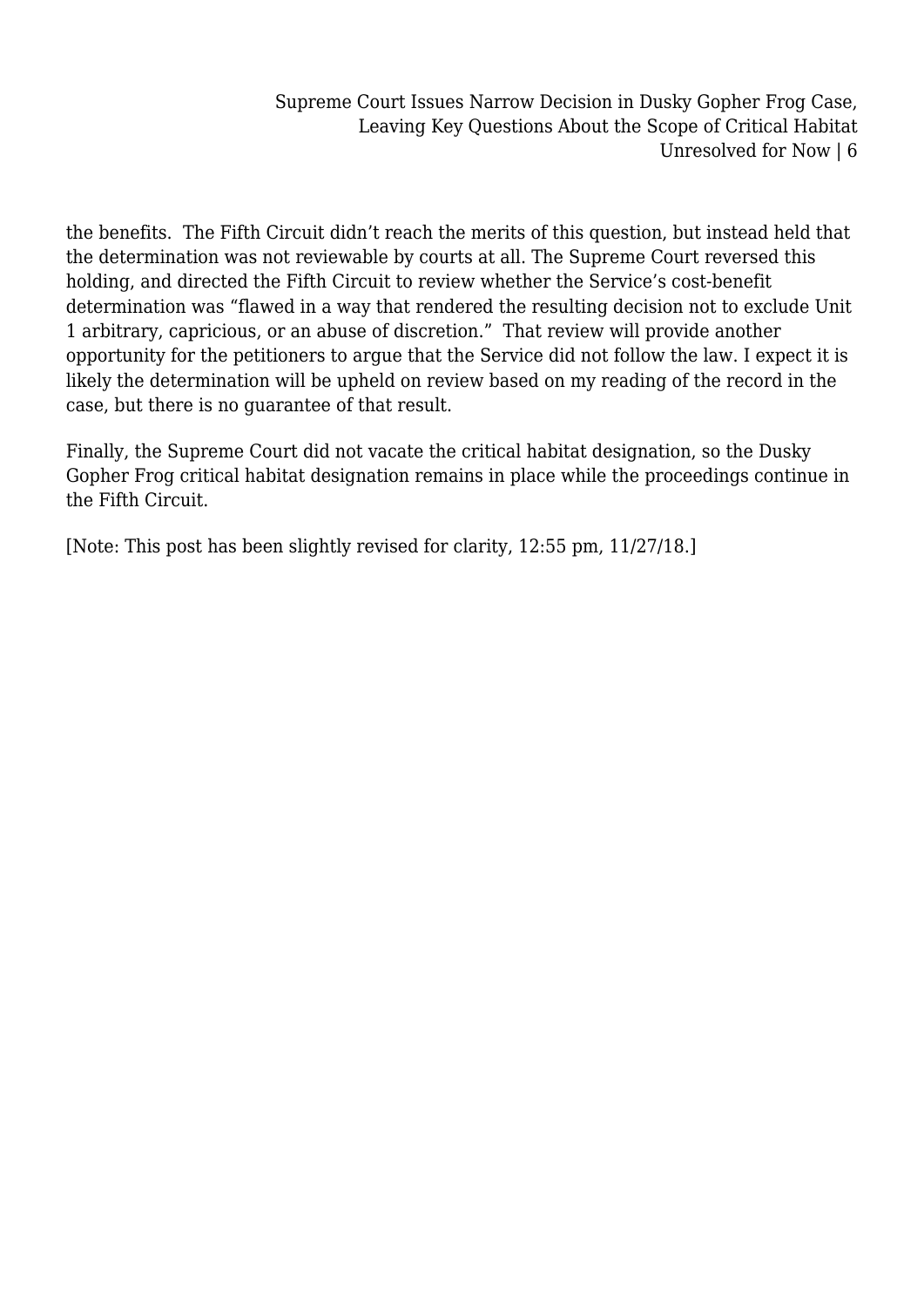the benefits. The Fifth Circuit didn't reach the merits of this question, but instead held that the determination was not reviewable by courts at all. The Supreme Court reversed this holding, and directed the Fifth Circuit to review whether the Service's cost-benefit determination was "flawed in a way that rendered the resulting decision not to exclude Unit 1 arbitrary, capricious, or an abuse of discretion." That review will provide another opportunity for the petitioners to argue that the Service did not follow the law. I expect it is likely the determination will be upheld on review based on my reading of the record in the case, but there is no guarantee of that result.

Finally, the Supreme Court did not vacate the critical habitat designation, so the Dusky Gopher Frog critical habitat designation remains in place while the proceedings continue in the Fifth Circuit.

[Note: This post has been slightly revised for clarity, 12:55 pm, 11/27/18.]